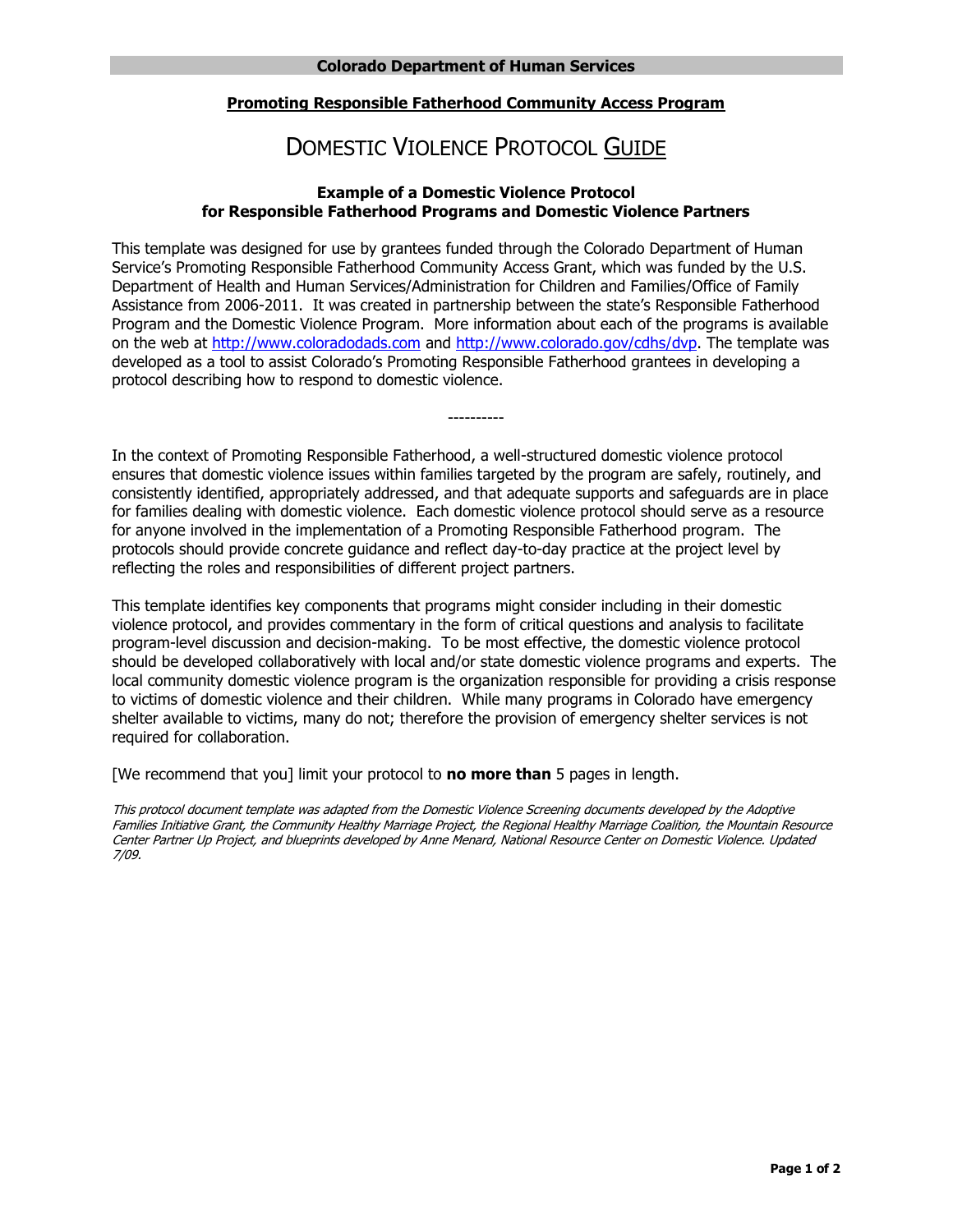**Colorado Department of Human Services**

**Promoting Responsible Fatherhood Community Access Program**

# DOMESTIC VIOLENCE PROTOCOL GUIDE

**Example of a Domestic Violence Protocol**
**for Responsible Fatherhood Programs and Domestic Violence Partners**

This template was designed for use by grantees funded through the Colorado Department of Human Service's Promoting Responsible Fatherhood Community Access Grant, which was funded by the U.S. Department of Health and Human Services/Administration for Children and Families/Office of Family Assistance from 2006-2011. It was created in partnership between the state's Responsible Fatherhood Program and the Domestic Violence Program. More information about each of the programs is available on the web at http://www.coloradodads.com and http://www.colorado.gov/cdhs/dvp. The template was developed as a tool to assist Colorado's Promoting Responsible Fatherhood grantees in developing a protocol describing how to respond to domestic violence.

----------

In the context of Promoting Responsible Fatherhood, a well-structured domestic violence protocol ensures that domestic violence issues within families targeted by the program are safely, routinely, and consistently identified, appropriately addressed, and that adequate supports and safeguards are in place for families dealing with domestic violence. Each domestic violence protocol should serve as a resource for anyone involved in the implementation of a Promoting Responsible Fatherhood program. The protocols should provide concrete guidance and reflect day-to-day practice at the project level by reflecting the roles and responsibilities of different project partners.

This template identifies key components that programs might consider including in their domestic violence protocol, and provides commentary in the form of critical questions and analysis to facilitate program-level discussion and decision-making. To be most effective, the domestic violence protocol should be developed collaboratively with local and/or state domestic violence programs and experts. The local community domestic violence program is the organization responsible for providing a crisis response to victims of domestic violence and their children. While many programs in Colorado have emergency shelter available to victims, many do not; therefore the provision of emergency shelter services is not required for collaboration.

[We recommend that you] limit your protocol to **no more than** 5 pages in length.

*This protocol document template was adapted from the Domestic Violence Screening documents developed by the Adoptive Families Initiative Grant, the Community Healthy Marriage Project, the Regional Healthy Marriage Coalition, the Mountain Resource Center Partner Up Project, and blueprints developed by Anne Menard, National Resource Center on Domestic Violence. Updated 7/09.*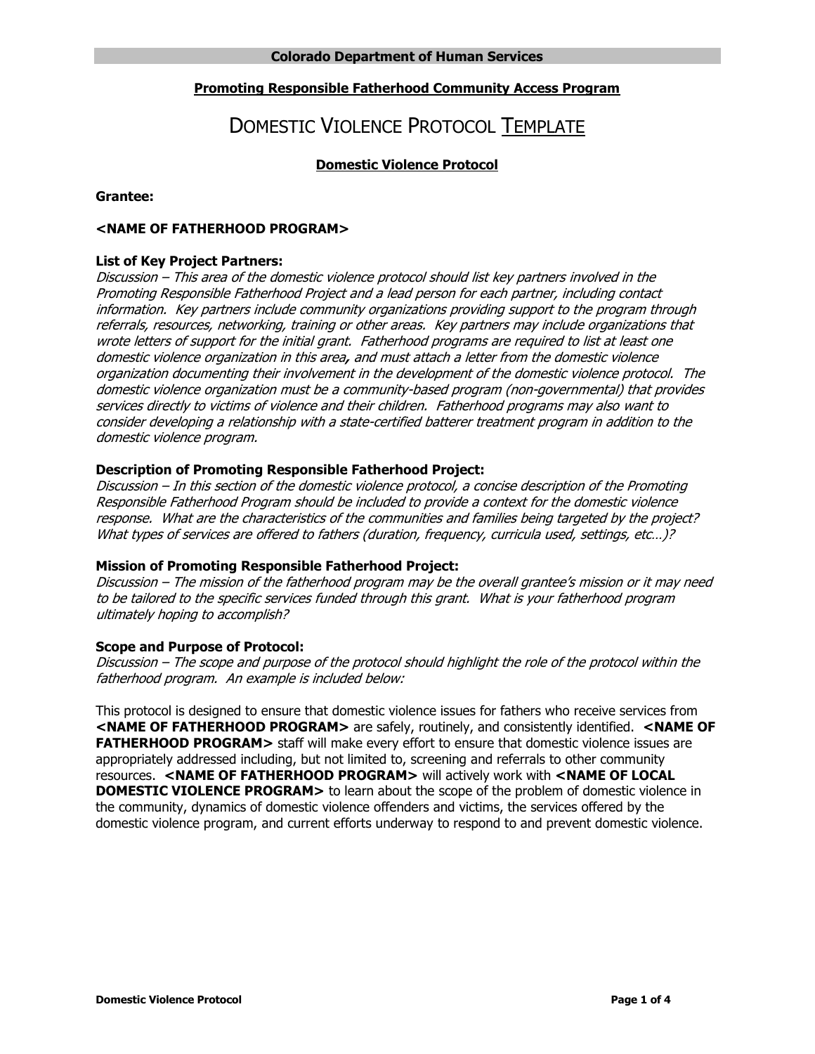**Colorado Department of Human Services**

**Promoting Responsible Fatherhood Community Access Program**

# DOMESTIC VIOLENCE PROTOCOL TEMPLATE

**Domestic Violence Protocol**

**Grantee:**

**<NAME OF FATHERHOOD PROGRAM>**

**List of Key Project Partners:**
*Discussion – This area of the domestic violence protocol should list key partners involved in the Promoting Responsible Fatherhood Project and a lead person for each partner, including contact information. Key partners include community organizations providing support to the program through referrals, resources, networking, training or other areas. Key partners may include organizations that wrote letters of support for the initial grant. Fatherhood programs are required to list at least one domestic violence organization in this area, and must attach a letter from the domestic violence organization documenting their involvement in the development of the domestic violence protocol. The domestic violence organization must be a community-based program (non-governmental) that provides services directly to victims of violence and their children. Fatherhood programs may also want to consider developing a relationship with a state-certified batterer treatment program in addition to the domestic violence program.*

**Description of Promoting Responsible Fatherhood Project:**
*Discussion – In this section of the domestic violence protocol, a concise description of the Promoting Responsible Fatherhood Program should be included to provide a context for the domestic violence response. What are the characteristics of the communities and families being targeted by the project? What types of services are offered to fathers (duration, frequency, curricula used, settings, etc…)?*

**Mission of Promoting Responsible Fatherhood Project:**
*Discussion – The mission of the fatherhood program may be the overall grantee's mission or it may need to be tailored to the specific services funded through this grant. What is your fatherhood program ultimately hoping to accomplish?*

**Scope and Purpose of Protocol:**
*Discussion – The scope and purpose of the protocol should highlight the role of the protocol within the fatherhood program. An example is included below:*

This protocol is designed to ensure that domestic violence issues for fathers who receive services from **<NAME OF FATHERHOOD PROGRAM>** are safely, routinely, and consistently identified. **<NAME OF FATHERHOOD PROGRAM>** staff will make every effort to ensure that domestic violence issues are appropriately addressed including, but not limited to, screening and referrals to other community resources. **<NAME OF FATHERHOOD PROGRAM>** will actively work with **<NAME OF LOCAL DOMESTIC VIOLENCE PROGRAM>** to learn about the scope of the problem of domestic violence in the community, dynamics of domestic violence offenders and victims, the services offered by the domestic violence program, and current efforts underway to respond to and prevent domestic violence.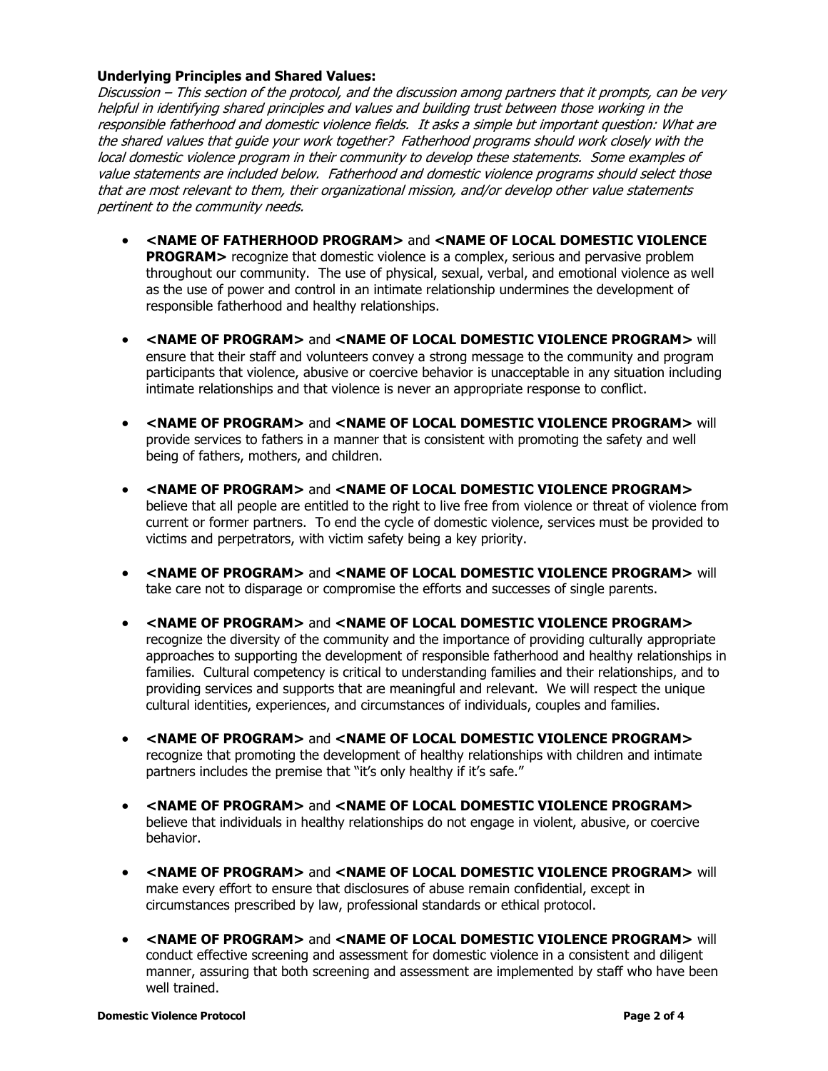**Underlying Principles and Shared Values:**

*Discussion – This section of the protocol, and the discussion among partners that it prompts, can be very helpful in identifying shared principles and values and building trust between those working in the responsible fatherhood and domestic violence fields. It asks a simple but important question: What are the shared values that guide your work together? Fatherhood programs should work closely with the local domestic violence program in their community to develop these statements. Some examples of value statements are included below. Fatherhood and domestic violence programs should select those that are most relevant to them, their organizational mission, and/or develop other value statements pertinent to the community needs.*

- **<NAME OF FATHERHOOD PROGRAM>** and **<NAME OF LOCAL DOMESTIC VIOLENCE PROGRAM>** recognize that domestic violence is a complex, serious and pervasive problem throughout our community. The use of physical, sexual, verbal, and emotional violence as well as the use of power and control in an intimate relationship undermines the development of responsible fatherhood and healthy relationships.

- **<NAME OF PROGRAM>** and **<NAME OF LOCAL DOMESTIC VIOLENCE PROGRAM>** will ensure that their staff and volunteers convey a strong message to the community and program participants that violence, abusive or coercive behavior is unacceptable in any situation including intimate relationships and that violence is never an appropriate response to conflict.

- **<NAME OF PROGRAM>** and **<NAME OF LOCAL DOMESTIC VIOLENCE PROGRAM>** will provide services to fathers in a manner that is consistent with promoting the safety and well being of fathers, mothers, and children.

- **<NAME OF PROGRAM>** and **<NAME OF LOCAL DOMESTIC VIOLENCE PROGRAM>** believe that all people are entitled to the right to live free from violence or threat of violence from current or former partners. To end the cycle of domestic violence, services must be provided to victims and perpetrators, with victim safety being a key priority.

- **<NAME OF PROGRAM>** and **<NAME OF LOCAL DOMESTIC VIOLENCE PROGRAM>** will take care not to disparage or compromise the efforts and successes of single parents.

- **<NAME OF PROGRAM>** and **<NAME OF LOCAL DOMESTIC VIOLENCE PROGRAM>** recognize the diversity of the community and the importance of providing culturally appropriate approaches to supporting the development of responsible fatherhood and healthy relationships in families. Cultural competency is critical to understanding families and their relationships, and to providing services and supports that are meaningful and relevant. We will respect the unique cultural identities, experiences, and circumstances of individuals, couples and families.

- **<NAME OF PROGRAM>** and **<NAME OF LOCAL DOMESTIC VIOLENCE PROGRAM>** recognize that promoting the development of healthy relationships with children and intimate partners includes the premise that "it's only healthy if it's safe."

- **<NAME OF PROGRAM>** and **<NAME OF LOCAL DOMESTIC VIOLENCE PROGRAM>** believe that individuals in healthy relationships do not engage in violent, abusive, or coercive behavior.

- **<NAME OF PROGRAM>** and **<NAME OF LOCAL DOMESTIC VIOLENCE PROGRAM>** will make every effort to ensure that disclosures of abuse remain confidential, except in circumstances prescribed by law, professional standards or ethical protocol.

- **<NAME OF PROGRAM>** and **<NAME OF LOCAL DOMESTIC VIOLENCE PROGRAM>** will conduct effective screening and assessment for domestic violence in a consistent and diligent manner, assuring that both screening and assessment are implemented by staff who have been well trained.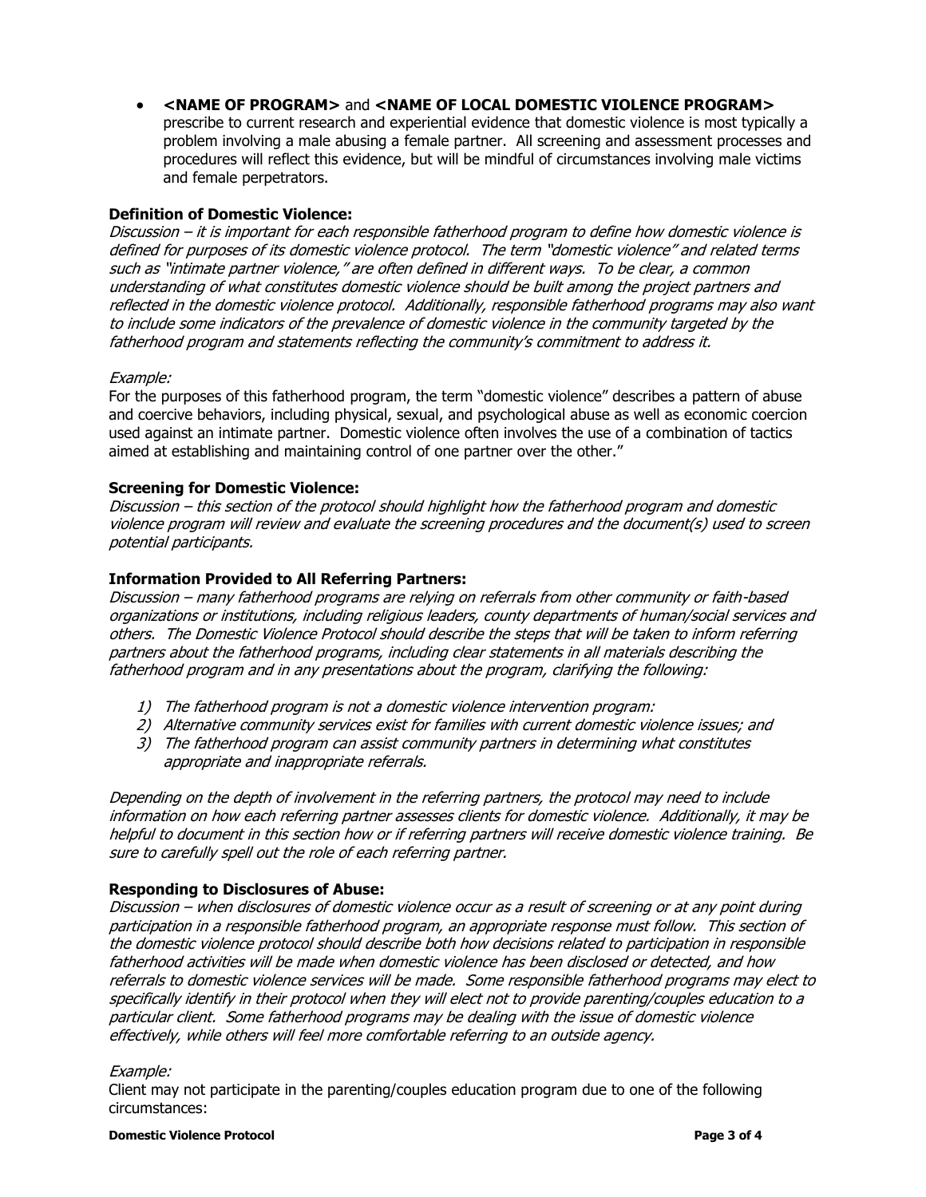- **<NAME OF PROGRAM>** and **<NAME OF LOCAL DOMESTIC VIOLENCE PROGRAM>** prescribe to current research and experiential evidence that domestic violence is most typically a problem involving a male abusing a female partner. All screening and assessment processes and procedures will reflect this evidence, but will be mindful of circumstances involving male victims and female perpetrators.

**Definition of Domestic Violence:**

*Discussion – it is important for each responsible fatherhood program to define how domestic violence is defined for purposes of its domestic violence protocol. The term "domestic violence" and related terms such as "intimate partner violence," are often defined in different ways. To be clear, a common understanding of what constitutes domestic violence should be built among the project partners and reflected in the domestic violence protocol. Additionally, responsible fatherhood programs may also want to include some indicators of the prevalence of domestic violence in the community targeted by the fatherhood program and statements reflecting the community's commitment to address it.*

*Example:*

For the purposes of this fatherhood program, the term "domestic violence" describes a pattern of abuse and coercive behaviors, including physical, sexual, and psychological abuse as well as economic coercion used against an intimate partner. Domestic violence often involves the use of a combination of tactics aimed at establishing and maintaining control of one partner over the other."

**Screening for Domestic Violence:**

*Discussion – this section of the protocol should highlight how the fatherhood program and domestic violence program will review and evaluate the screening procedures and the document(s) used to screen potential participants.*

**Information Provided to All Referring Partners:**

*Discussion – many fatherhood programs are relying on referrals from other community or faith-based organizations or institutions, including religious leaders, county departments of human/social services and others. The Domestic Violence Protocol should describe the steps that will be taken to inform referring partners about the fatherhood programs, including clear statements in all materials describing the fatherhood program and in any presentations about the program, clarifying the following:*

1) *The fatherhood program is not a domestic violence intervention program:*
2) *Alternative community services exist for families with current domestic violence issues; and*
3) *The fatherhood program can assist community partners in determining what constitutes appropriate and inappropriate referrals.*

*Depending on the depth of involvement in the referring partners, the protocol may need to include information on how each referring partner assesses clients for domestic violence. Additionally, it may be helpful to document in this section how or if referring partners will receive domestic violence training. Be sure to carefully spell out the role of each referring partner.*

**Responding to Disclosures of Abuse:**

*Discussion – when disclosures of domestic violence occur as a result of screening or at any point during participation in a responsible fatherhood program, an appropriate response must follow. This section of the domestic violence protocol should describe both how decisions related to participation in responsible fatherhood activities will be made when domestic violence has been disclosed or detected, and how referrals to domestic violence services will be made. Some responsible fatherhood programs may elect to specifically identify in their protocol when they will elect not to provide parenting/couples education to a particular client. Some fatherhood programs may be dealing with the issue of domestic violence effectively, while others will feel more comfortable referring to an outside agency.*

*Example:*

Client may not participate in the parenting/couples education program due to one of the following circumstances: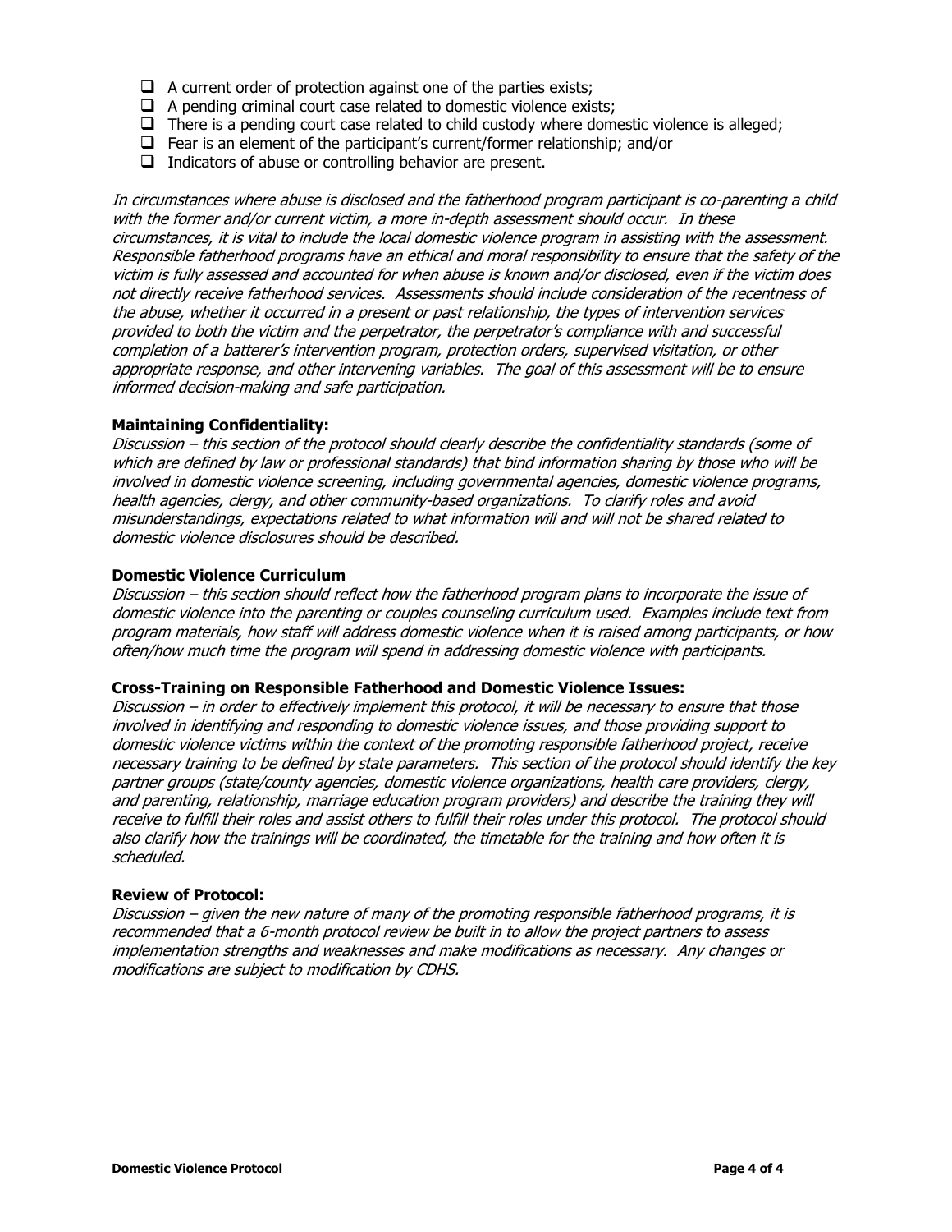- ❑ A current order of protection against one of the parties exists;
- ❑ A pending criminal court case related to domestic violence exists;
- ❑ There is a pending court case related to child custody where domestic violence is alleged;
- ❑ Fear is an element of the participant's current/former relationship; and/or
- ❑ Indicators of abuse or controlling behavior are present.

*In circumstances where abuse is disclosed and the fatherhood program participant is co-parenting a child with the former and/or current victim, a more in-depth assessment should occur. In these circumstances, it is vital to include the local domestic violence program in assisting with the assessment. Responsible fatherhood programs have an ethical and moral responsibility to ensure that the safety of the victim is fully assessed and accounted for when abuse is known and/or disclosed, even if the victim does not directly receive fatherhood services. Assessments should include consideration of the recentness of the abuse, whether it occurred in a present or past relationship, the types of intervention services provided to both the victim and the perpetrator, the perpetrator's compliance with and successful completion of a batterer's intervention program, protection orders, supervised visitation, or other appropriate response, and other intervening variables. The goal of this assessment will be to ensure informed decision-making and safe participation.*

**Maintaining Confidentiality:**

*Discussion – this section of the protocol should clearly describe the confidentiality standards (some of which are defined by law or professional standards) that bind information sharing by those who will be involved in domestic violence screening, including governmental agencies, domestic violence programs, health agencies, clergy, and other community-based organizations. To clarify roles and avoid misunderstandings, expectations related to what information will and will not be shared related to domestic violence disclosures should be described.*

**Domestic Violence Curriculum**

*Discussion – this section should reflect how the fatherhood program plans to incorporate the issue of domestic violence into the parenting or couples counseling curriculum used. Examples include text from program materials, how staff will address domestic violence when it is raised among participants, or how often/how much time the program will spend in addressing domestic violence with participants.*

**Cross-Training on Responsible Fatherhood and Domestic Violence Issues:**

*Discussion – in order to effectively implement this protocol, it will be necessary to ensure that those involved in identifying and responding to domestic violence issues, and those providing support to domestic violence victims within the context of the promoting responsible fatherhood project, receive necessary training to be defined by state parameters. This section of the protocol should identify the key partner groups (state/county agencies, domestic violence organizations, health care providers, clergy, and parenting, relationship, marriage education program providers) and describe the training they will receive to fulfill their roles and assist others to fulfill their roles under this protocol. The protocol should also clarify how the trainings will be coordinated, the timetable for the training and how often it is scheduled.*

**Review of Protocol:**

*Discussion – given the new nature of many of the promoting responsible fatherhood programs, it is recommended that a 6-month protocol review be built in to allow the project partners to assess implementation strengths and weaknesses and make modifications as necessary. Any changes or modifications are subject to modification by CDHS.*